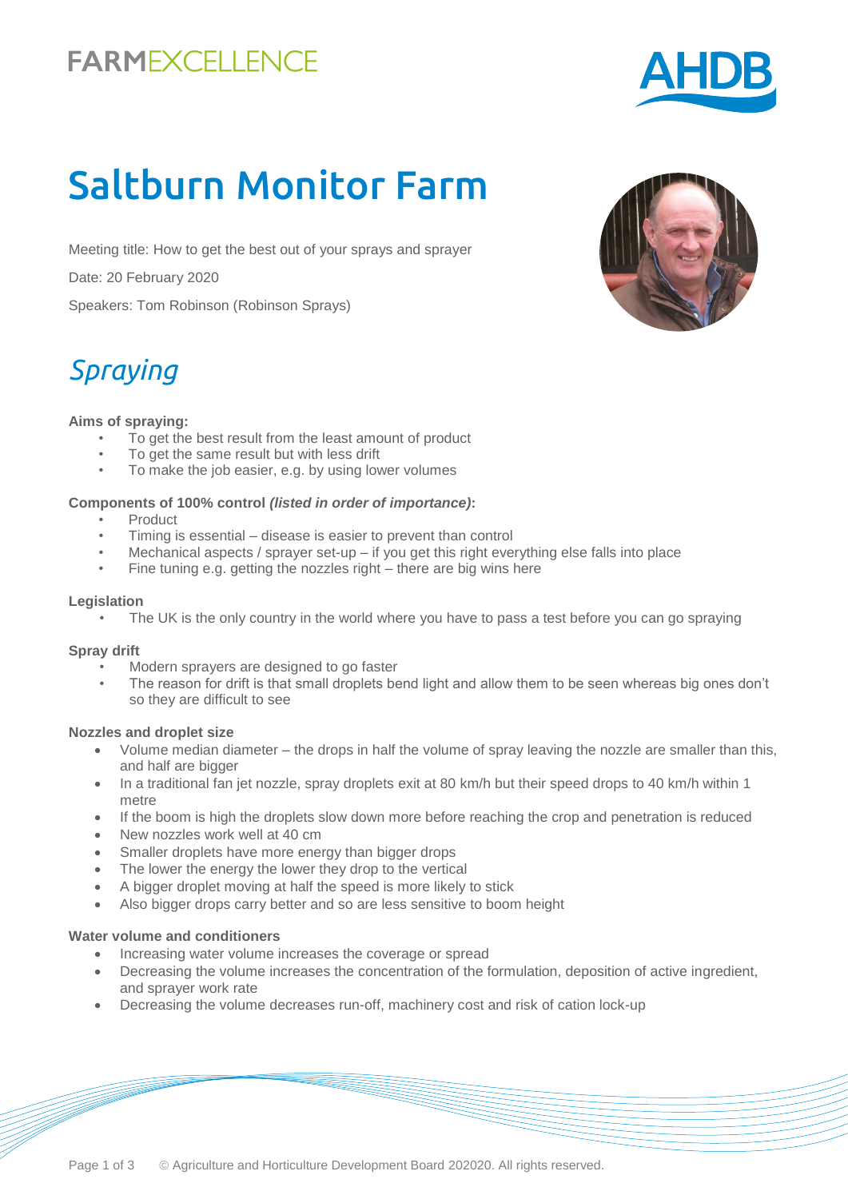FARMEXCELLENCE

AHDB

# Saltburn Monitor Farm

Meeting title: How to get the best out of your sprays and sprayer

Date: 20 February 2020

Speakers: Tom Robinson (Robinson Sprays)

## *Spraying*

**Aims of spraying:**

- To get the best result from the least amount of product
- To get the same result but with less drift
- To make the job easier, e.g. by using lower volumes

**Components of 100% control *(listed in order of importance)*:**

- Product
- Timing is essential – disease is easier to prevent than control
- Mechanical aspects / sprayer set-up – if you get this right everything else falls into place
- Fine tuning e.g. getting the nozzles right – there are big wins here

**Legislation**

- The UK is the only country in the world where you have to pass a test before you can go spraying

**Spray drift**

- Modern sprayers are designed to go faster
- The reason for drift is that small droplets bend light and allow them to be seen whereas big ones don't so they are difficult to see

**Nozzles and droplet size**

- Volume median diameter – the drops in half the volume of spray leaving the nozzle are smaller than this, and half are bigger
- In a traditional fan jet nozzle, spray droplets exit at 80 km/h but their speed drops to 40 km/h within 1 metre
- If the boom is high the droplets slow down more before reaching the crop and penetration is reduced
- New nozzles work well at 40 cm
- Smaller droplets have more energy than bigger drops
- The lower the energy the lower they drop to the vertical
- A bigger droplet moving at half the speed is more likely to stick
- Also bigger drops carry better and so are less sensitive to boom height

**Water volume and conditioners**

- Increasing water volume increases the coverage or spread
- Decreasing the volume increases the concentration of the formulation, deposition of active ingredient, and sprayer work rate
- Decreasing the volume decreases run-off, machinery cost and risk of cation lock-up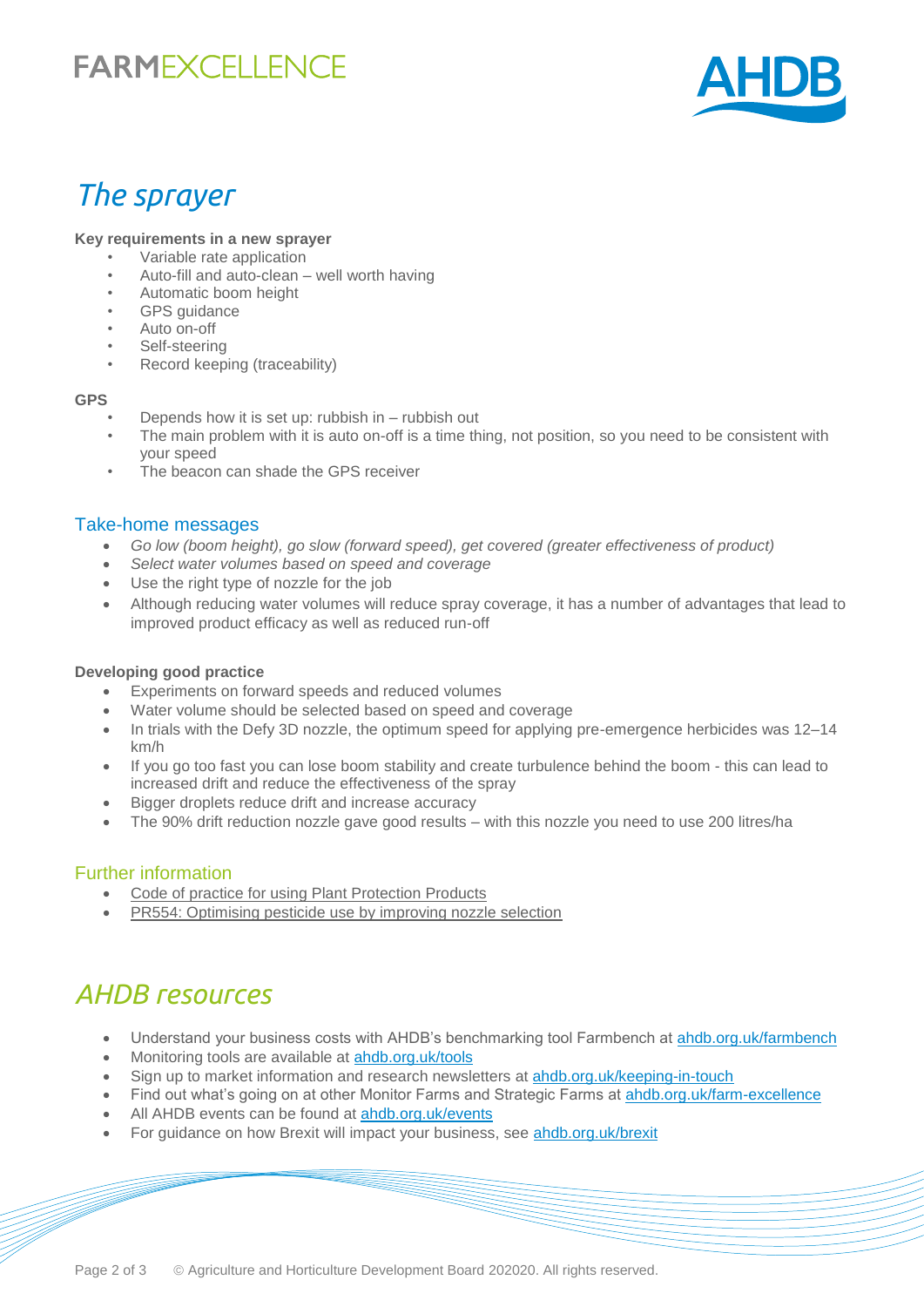# The sprayer

**Key requirements in a new sprayer**

- Variable rate application
- Auto-fill and auto-clean – well worth having
- Automatic boom height
- GPS guidance
- Auto on-off
- Self-steering
- Record keeping (traceability)

**GPS**

- Depends how it is set up: rubbish in – rubbish out
- The main problem with it is auto on-off is a time thing, not position, so you need to be consistent with your speed
- The beacon can shade the GPS receiver

## Take-home messages

- *Go low (boom height), go slow (forward speed), get covered (greater effectiveness of product)*
- *Select water volumes based on speed and coverage*
- Use the right type of nozzle for the job
- Although reducing water volumes will reduce spray coverage, it has a number of advantages that lead to improved product efficacy as well as reduced run-off

**Developing good practice**

- Experiments on forward speeds and reduced volumes
- Water volume should be selected based on speed and coverage
- In trials with the Defy 3D nozzle, the optimum speed for applying pre-emergence herbicides was 12–14 km/h
- If you go too fast you can lose boom stability and create turbulence behind the boom - this can lead to increased drift and reduce the effectiveness of the spray
- Bigger droplets reduce drift and increase accuracy
- The 90% drift reduction nozzle gave good results – with this nozzle you need to use 200 litres/ha

## Further information

- Code of practice for using Plant Protection Products
- PR554: Optimising pesticide use by improving nozzle selection

# AHDB resources

- Understand your business costs with AHDB's benchmarking tool Farmbench at ahdb.org.uk/farmbench
- Monitoring tools are available at ahdb.org.uk/tools
- Sign up to market information and research newsletters at ahdb.org.uk/keeping-in-touch
- Find out what's going on at other Monitor Farms and Strategic Farms at ahdb.org.uk/farm-excellence
- All AHDB events can be found at ahdb.org.uk/events
- For guidance on how Brexit will impact your business, see ahdb.org.uk/brexit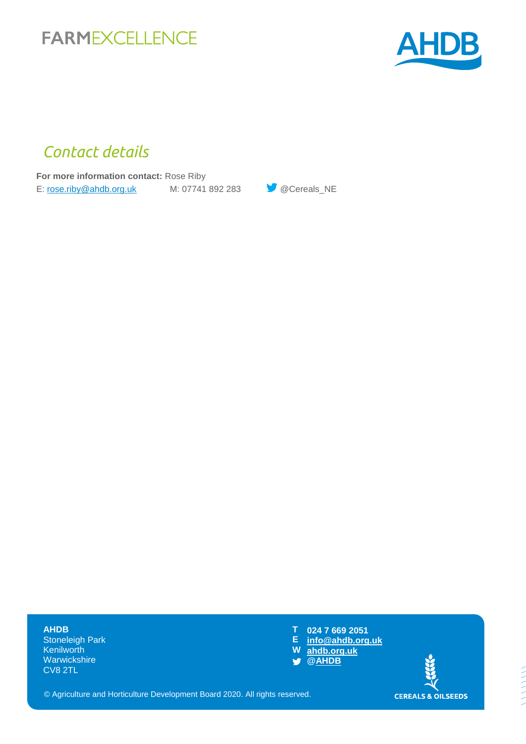FARMEXCELLENCE

AHDB

## *Contact details*

**For more information contact:** Rose Riby
E: rose.riby@ahdb.org.uk M: 07741 892 283 @Cereals_NE

**AHDB**
Stoneleigh Park
Kenilworth
Warwickshire
CV8 2TL

**T** **024 7 669 2051**
**E** **info@ahdb.org.uk**
**W** **ahdb.org.uk**
**@AHDB**

CEREALS & OILSEEDS

© Agriculture and Horticulture Development Board 2020. All rights reserved.